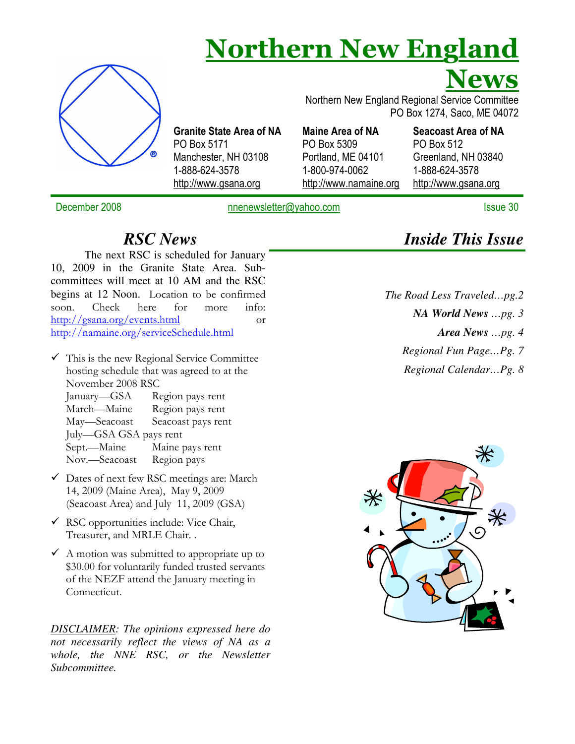# Northern New England News

Northern New England Regional Service Committee
PO Box 1274, Saco, ME 04072

| Granite State Area of NA | Maine Area of NA | Seacoast Area of NA |
|---|---|---|
| PO Box 5171 | PO Box 5309 | PO Box 512 |
| Manchester, NH 03108 | Portland, ME 04101 | Greenland, NH 03840 |
| 1-888-624-3578 | 1-800-974-0062 | 1-888-624-3578 |
| http://www.gsana.org | http://www.namaine.org | http://www.gsana.org |

December 2008 — nnenewsletter@yahoo.com — Issue 30

## *RSC News*

The next RSC is scheduled for January 10, 2009 in the Granite State Area. Sub-committees will meet at 10 AM and the RSC begins at 12 Noon. Location to be confirmed soon. Check here for more info: http://gsana.org/events.html or http://namaine.org/serviceSchedule.html

- ✓ This is the new Regional Service Committee hosting schedule that was agreed to at the November 2008 RSC

  | | |
  |---|---|
  | January—GSA | Region pays rent |
  | March—Maine | Region pays rent |
  | May—Seacoast | Seacoast pays rent |
  | July—GSA | GSA pays rent |
  | Sept.—Maine | Maine pays rent |
  | Nov.—Seacoast | Region pays |

- ✓ Dates of next few RSC meetings are: March 14, 2009 (Maine Area), May 9, 2009 (Seacoast Area) and July 11, 2009 (GSA)
- ✓ RSC opportunities include: Vice Chair, Treasurer, and MRLE Chair. .
- ✓ A motion was submitted to appropriate up to $30.00 for voluntarily funded trusted servants of the NEZF attend the January meeting in Connecticut.

*DISCLAIMER: The opinions expressed here do not necessarily reflect the views of NA as a whole, the NNE RSC, or the Newsletter Subcommittee.*

## *Inside This Issue*

*The Road Less Traveled…pg.2*

***NA World News** …pg. 3*

***Area News** …pg. 4*

*Regional Fun Page…Pg. 7*

*Regional Calendar…Pg. 8*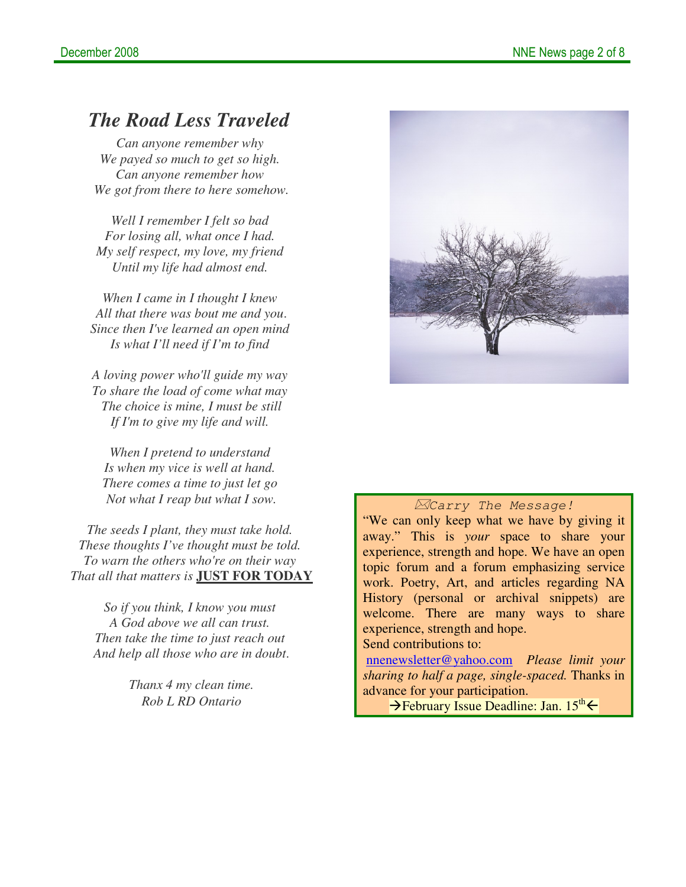## *The Road Less Traveled*

*Can anyone remember why*
*We payed so much to get so high.*
*Can anyone remember how*
*We got from there to here somehow.*

*Well I remember I felt so bad*
*For losing all, what once I had.*
*My self respect, my love, my friend*
*Until my life had almost end.*

*When I came in I thought I knew*
*All that there was bout me and you.*
*Since then I've learned an open mind*
*Is what I'll need if I'm to find*

*A loving power who'll guide my way*
*To share the load of come what may*
*The choice is mine, I must be still*
*If I'm to give my life and will.*

*When I pretend to understand*
*Is when my vice is well at hand.*
*There comes a time to just let go*
*Not what I reap but what I sow.*

*The seeds I plant, they must take hold.*
*These thoughts I've thought must be told.*
*To warn the others who're on their way*
*That all that matters is* **JUST FOR TODAY**

*So if you think, I know you must*
*A God above we all can trust.*
*Then take the time to just reach out*
*And help all those who are in doubt.*

*Thanx 4 my clean time.*
*Rob L RD Ontario*

---

*Carry The Message!*

"We can only keep what we have by giving it away." This is *your* space to share your experience, strength and hope. We have an open topic forum and a forum emphasizing service work. Poetry, Art, and articles regarding NA History (personal or archival snippets) are welcome. There are many ways to share experience, strength and hope.

Send contributions to:
nnenewsletter@yahoo.com *Please limit your sharing to half a page, single-spaced.* Thanks in advance for your participation.

→February Issue Deadline: Jan. 15th←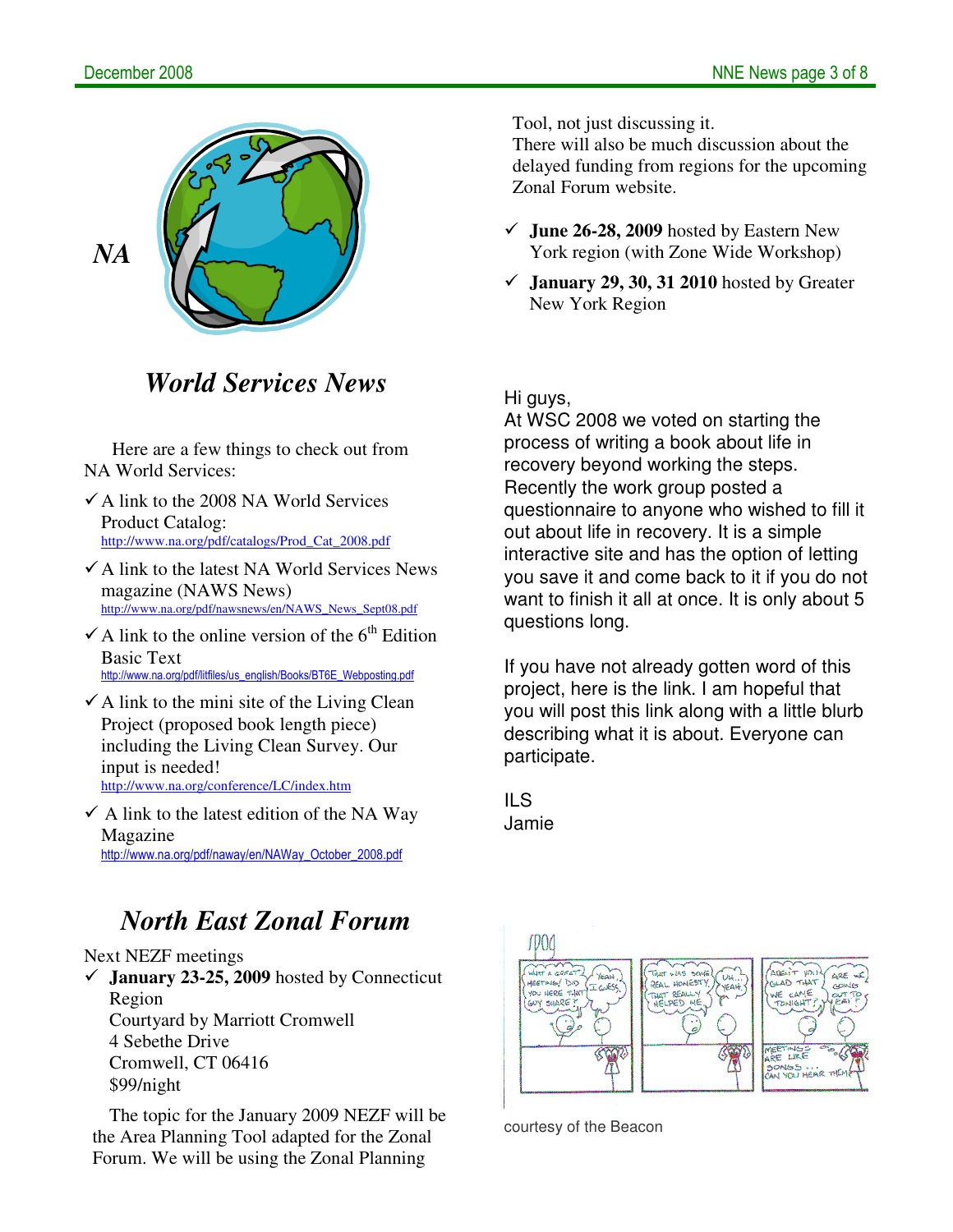*NA*

## *World Services News*

Here are a few things to check out from NA World Services:

- ✓ A link to the 2008 NA World Services Product Catalog: http://www.na.org/pdf/catalogs/Prod_Cat_2008.pdf
- ✓ A link to the latest NA World Services News magazine (NAWS News) http://www.na.org/pdf/nawsnews/en/NAWS_News_Sept08.pdf
- ✓ A link to the online version of the 6th Edition Basic Text http://www.na.org/pdf/litfiles/us_english/Books/BT6E_Webposting.pdf
- ✓ A link to the mini site of the Living Clean Project (proposed book length piece) including the Living Clean Survey. Our input is needed! http://www.na.org/conference/LC/index.htm
- ✓ A link to the latest edition of the NA Way Magazine http://www.na.org/pdf/naway/en/NAWay_October_2008.pdf

## *North East Zonal Forum*

Next NEZF meetings

- ✓ **January 23-25, 2009** hosted by Connecticut Region
  Courtyard by Marriott Cromwell
  4 Sebethe Drive
  Cromwell, CT 06416
  $99/night

The topic for the January 2009 NEZF will be the Area Planning Tool adapted for the Zonal Forum. We will be using the Zonal Planning Tool, not just discussing it.
There will also be much discussion about the delayed funding from regions for the upcoming Zonal Forum website.

- ✓ **June 26-28, 2009** hosted by Eastern New York region (with Zone Wide Workshop)
- ✓ **January 29, 30, 31 2010** hosted by Greater New York Region

Hi guys,
At WSC 2008 we voted on starting the process of writing a book about life in recovery beyond working the steps. Recently the work group posted a questionnaire to anyone who wished to fill it out about life in recovery. It is a simple interactive site and has the option of letting you save it and come back to it if you do not want to finish it all at once. It is only about 5 questions long.

If you have not already gotten word of this project, here is the link. I am hopeful that you will post this link along with a little blurb describing what it is about. Everyone can participate.

ILS
Jamie

courtesy of the Beacon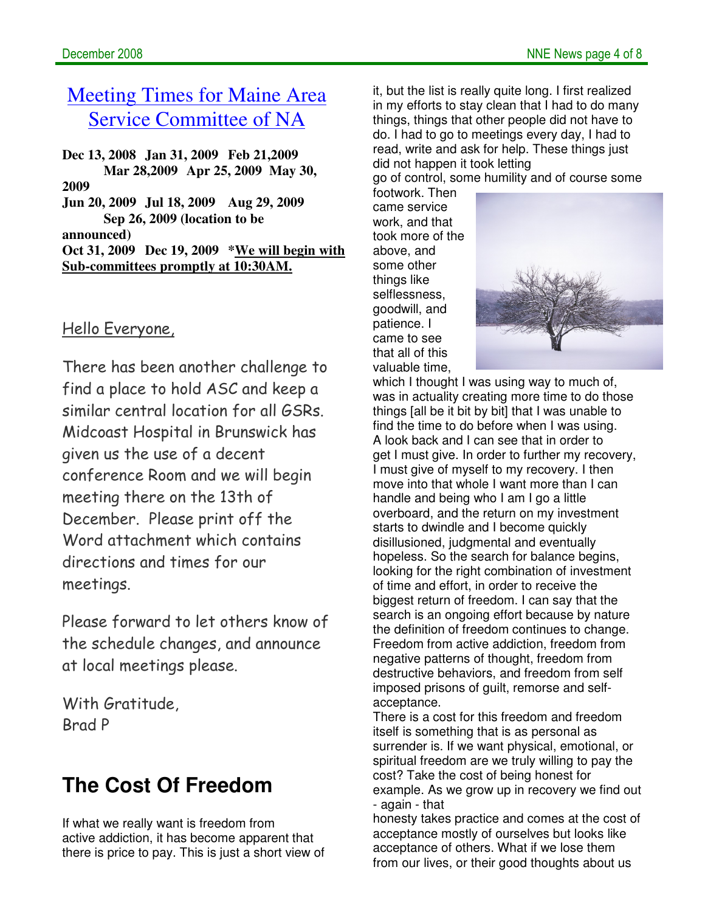## Meeting Times for Maine Area Service Committee of NA

**Dec 13, 2008 Jan 31, 2009 Feb 21,2009 Mar 28,2009 Apr 25, 2009 May 30, 2009**
**Jun 20, 2009 Jul 18, 2009 Aug 29, 2009 Sep 26, 2009 (location to be announced)**
**Oct 31, 2009 Dec 19, 2009 *We will begin with Sub-committees promptly at 10:30AM.**

Hello Everyone,

There has been another challenge to find a place to hold ASC and keep a similar central location for all GSRs. Midcoast Hospital in Brunswick has given us the use of a decent conference Room and we will begin meeting there on the 13th of December. Please print off the Word attachment which contains directions and times for our meetings.

Please forward to let others know of the schedule changes, and announce at local meetings please.

With Gratitude,
Brad P

## The Cost Of Freedom

If what we really want is freedom from active addiction, it has become apparent that there is price to pay. This is just a short view of it, but the list is really quite long. I first realized in my efforts to stay clean that I had to do many things, things that other people did not have to do. I had to go to meetings every day, I had to read, write and ask for help. These things just did not happen it took letting go of control, some humility and of course some footwork. Then came service work, and that took more of the above, and some other things like selflessness, goodwill, and patience. I came to see that all of this valuable time, which I thought I was using way to much of, was in actuality creating more time to do those things [all be it bit by bit] that I was unable to find the time to do before when I was using. A look back and I can see that in order to get I must give. In order to further my recovery, I must give of myself to my recovery. I then move into that whole I want more than I can handle and being who I am I go a little overboard, and the return on my investment starts to dwindle and I become quickly disillusioned, judgmental and eventually hopeless. So the search for balance begins, looking for the right combination of investment of time and effort, in order to receive the biggest return of freedom. I can say that the search is an ongoing effort because by nature the definition of freedom continues to change. Freedom from active addiction, freedom from negative patterns of thought, freedom from destructive behaviors, and freedom from self imposed prisons of guilt, remorse and self-acceptance.

There is a cost for this freedom and freedom itself is something that is as personal as surrender is. If we want physical, emotional, or spiritual freedom are we truly willing to pay the cost? Take the cost of being honest for example. As we grow up in recovery we find out - again - that honesty takes practice and comes at the cost of acceptance mostly of ourselves but looks like acceptance of others. What if we lose them from our lives, or their good thoughts about us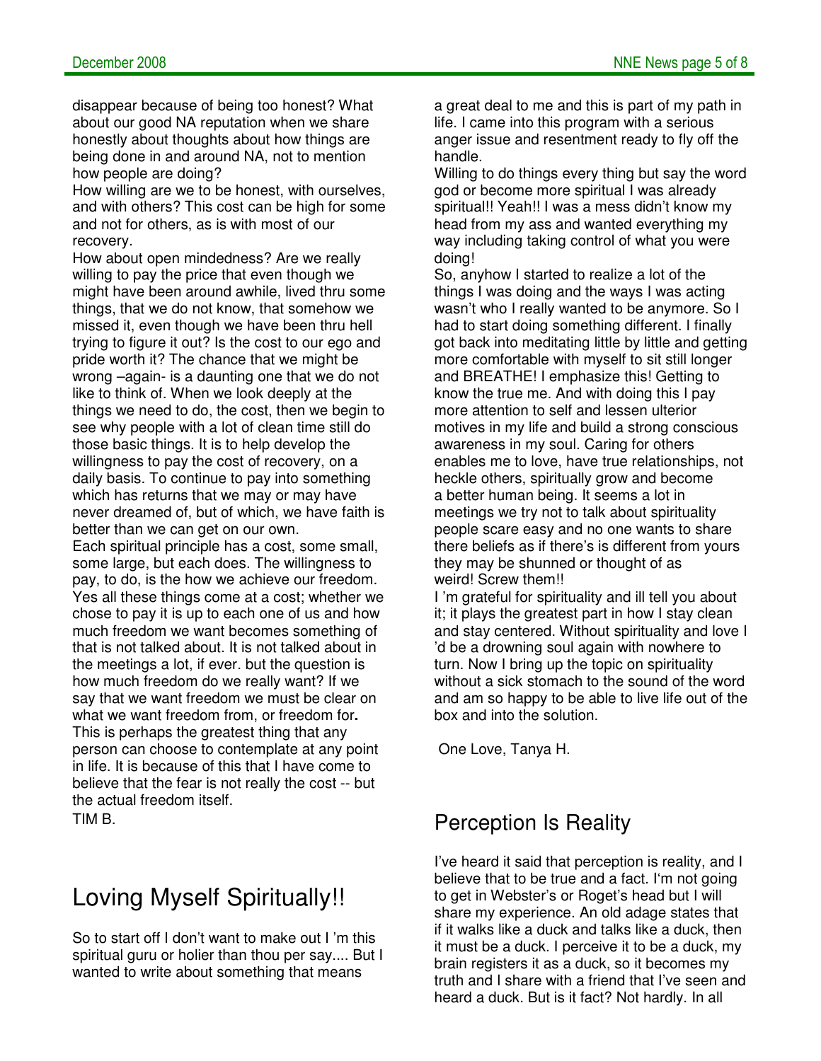disappear because of being too honest? What about our good NA reputation when we share honestly about thoughts about how things are being done in and around NA, not to mention how people are doing?

How willing are we to be honest, with ourselves, and with others? This cost can be high for some and not for others, as is with most of our recovery.

How about open mindedness? Are we really willing to pay the price that even though we might have been around awhile, lived thru some things, that we do not know, that somehow we missed it, even though we have been thru hell trying to figure it out? Is the cost to our ego and pride worth it? The chance that we might be wrong –again- is a daunting one that we do not like to think of. When we look deeply at the things we need to do, the cost, then we begin to see why people with a lot of clean time still do those basic things. It is to help develop the willingness to pay the cost of recovery, on a daily basis. To continue to pay into something which has returns that we may or may have never dreamed of, but of which, we have faith is better than we can get on our own.

Each spiritual principle has a cost, some small, some large, but each does. The willingness to pay, to do, is the how we achieve our freedom. Yes all these things come at a cost; whether we chose to pay it is up to each one of us and how much freedom we want becomes something of that is not talked about. It is not talked about in the meetings a lot, if ever. but the question is how much freedom do we really want? If we say that we want freedom we must be clear on what we want freedom from, or freedom for**.** This is perhaps the greatest thing that any person can choose to contemplate at any point in life. It is because of this that I have come to believe that the fear is not really the cost -- but the actual freedom itself.

TIM B.

## Loving Myself Spiritually!!

So to start off I don't want to make out I 'm this spiritual guru or holier than thou per say.... But I wanted to write about something that means a great deal to me and this is part of my path in life. I came into this program with a serious anger issue and resentment ready to fly off the handle.

Willing to do things every thing but say the word god or become more spiritual I was already spiritual!! Yeah!! I was a mess didn't know my head from my ass and wanted everything my way including taking control of what you were doing!

So, anyhow I started to realize a lot of the things I was doing and the ways I was acting wasn't who I really wanted to be anymore. So I had to start doing something different. I finally got back into meditating little by little and getting more comfortable with myself to sit still longer and BREATHE! I emphasize this! Getting to know the true me. And with doing this I pay more attention to self and lessen ulterior motives in my life and build a strong conscious awareness in my soul. Caring for others enables me to love, have true relationships, not heckle others, spiritually grow and become a better human being. It seems a lot in meetings we try not to talk about spirituality people scare easy and no one wants to share there beliefs as if there's is different from yours they may be shunned or thought of as weird! Screw them!!

I 'm grateful for spirituality and ill tell you about it; it plays the greatest part in how I stay clean and stay centered. Without spirituality and love I 'd be a drowning soul again with nowhere to turn. Now I bring up the topic on spirituality without a sick stomach to the sound of the word and am so happy to be able to live life out of the box and into the solution.

One Love, Tanya H.

## Perception Is Reality

I've heard it said that perception is reality, and I believe that to be true and a fact. I'm not going to get in Webster's or Roget's head but I will share my experience. An old adage states that if it walks like a duck and talks like a duck, then it must be a duck. I perceive it to be a duck, my brain registers it as a duck, so it becomes my truth and I share with a friend that I've seen and heard a duck. But is it fact? Not hardly. In all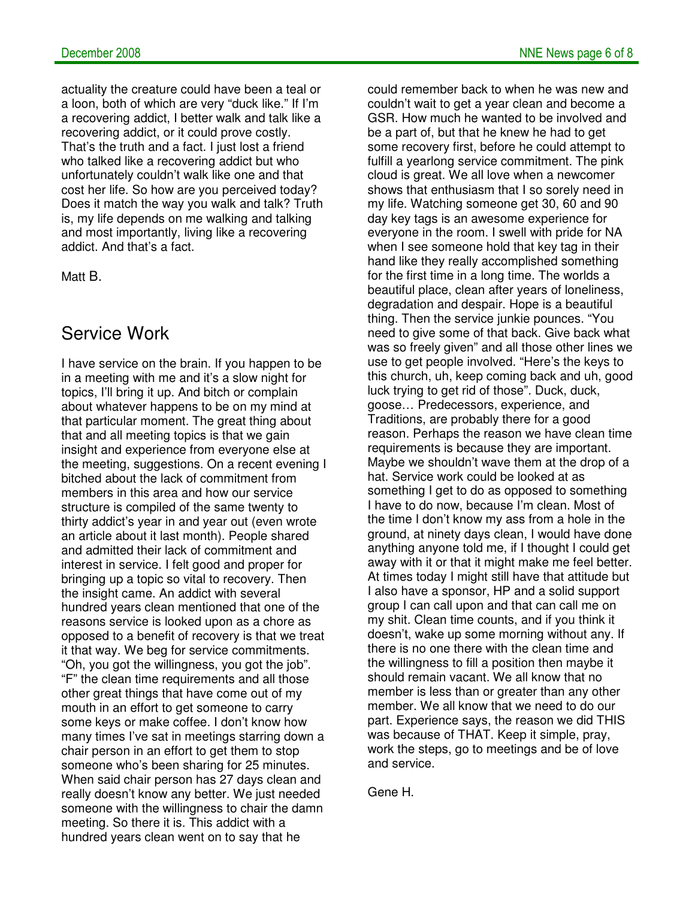actuality the creature could have been a teal or a loon, both of which are very "duck like." If I'm a recovering addict, I better walk and talk like a recovering addict, or it could prove costly. That's the truth and a fact. I just lost a friend who talked like a recovering addict but who unfortunately couldn't walk like one and that cost her life. So how are you perceived today? Does it match the way you walk and talk? Truth is, my life depends on me walking and talking and most importantly, living like a recovering addict. And that's a fact.

Matt B.

## Service Work

I have service on the brain. If you happen to be in a meeting with me and it's a slow night for topics, I'll bring it up. And bitch or complain about whatever happens to be on my mind at that particular moment. The great thing about that and all meeting topics is that we gain insight and experience from everyone else at the meeting, suggestions. On a recent evening I bitched about the lack of commitment from members in this area and how our service structure is compiled of the same twenty to thirty addict's year in and year out (even wrote an article about it last month). People shared and admitted their lack of commitment and interest in service. I felt good and proper for bringing up a topic so vital to recovery. Then the insight came. An addict with several hundred years clean mentioned that one of the reasons service is looked upon as a chore as opposed to a benefit of recovery is that we treat it that way. We beg for service commitments. "Oh, you got the willingness, you got the job". "F" the clean time requirements and all those other great things that have come out of my mouth in an effort to get someone to carry some keys or make coffee. I don't know how many times I've sat in meetings starring down a chair person in an effort to get them to stop someone who's been sharing for 25 minutes. When said chair person has 27 days clean and really doesn't know any better. We just needed someone with the willingness to chair the damn meeting. So there it is. This addict with a hundred years clean went on to say that he could remember back to when he was new and couldn't wait to get a year clean and become a GSR. How much he wanted to be involved and be a part of, but that he knew he had to get some recovery first, before he could attempt to fulfill a yearlong service commitment. The pink cloud is great. We all love when a newcomer shows that enthusiasm that I so sorely need in my life. Watching someone get 30, 60 and 90 day key tags is an awesome experience for everyone in the room. I swell with pride for NA when I see someone hold that key tag in their hand like they really accomplished something for the first time in a long time. The worlds a beautiful place, clean after years of loneliness, degradation and despair. Hope is a beautiful thing. Then the service junkie pounces. "You need to give some of that back. Give back what was so freely given" and all those other lines we use to get people involved. "Here's the keys to this church, uh, keep coming back and uh, good luck trying to get rid of those". Duck, duck, goose… Predecessors, experience, and Traditions, are probably there for a good reason. Perhaps the reason we have clean time requirements is because they are important. Maybe we shouldn't wave them at the drop of a hat. Service work could be looked at as something I get to do as opposed to something I have to do now, because I'm clean. Most of the time I don't know my ass from a hole in the ground, at ninety days clean, I would have done anything anyone told me, if I thought I could get away with it or that it might make me feel better. At times today I might still have that attitude but I also have a sponsor, HP and a solid support group I can call upon and that can call me on my shit. Clean time counts, and if you think it doesn't, wake up some morning without any. If there is no one there with the clean time and the willingness to fill a position then maybe it should remain vacant. We all know that no member is less than or greater than any other member. We all know that we need to do our part. Experience says, the reason we did THIS was because of THAT. Keep it simple, pray, work the steps, go to meetings and be of love and service.

Gene H.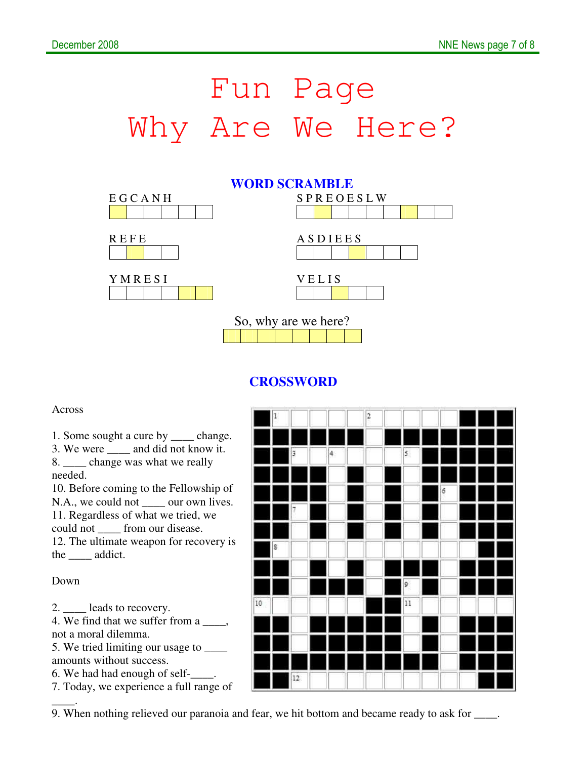# Fun Page
# Why Are We Here?

## WORD SCRAMBLE

E G C A N H

R E F E

Y M R E S I

S P R E O E S L W

A S D I E E S

V E L I S

So, why are we here?

## CROSSWORD

Across

1. Some sought a cure by ____ change.
3. We were ____ and did not know it.
8. ____ change was what we really needed.
10. Before coming to the Fellowship of N.A., we could not ____ our own lives.
11. Regardless of what we tried, we could not ____ from our disease.
12. The ultimate weapon for recovery is the ____ addict.

Down

2. ____ leads to recovery.
4. We find that we suffer from a ____, not a moral dilemma.
5. We tried limiting our usage to ____ amounts without success.
6. We had had enough of self-____.
7. Today, we experience a full range of ____.
9. When nothing relieved our paranoia and fear, we hit bottom and became ready to ask for ____.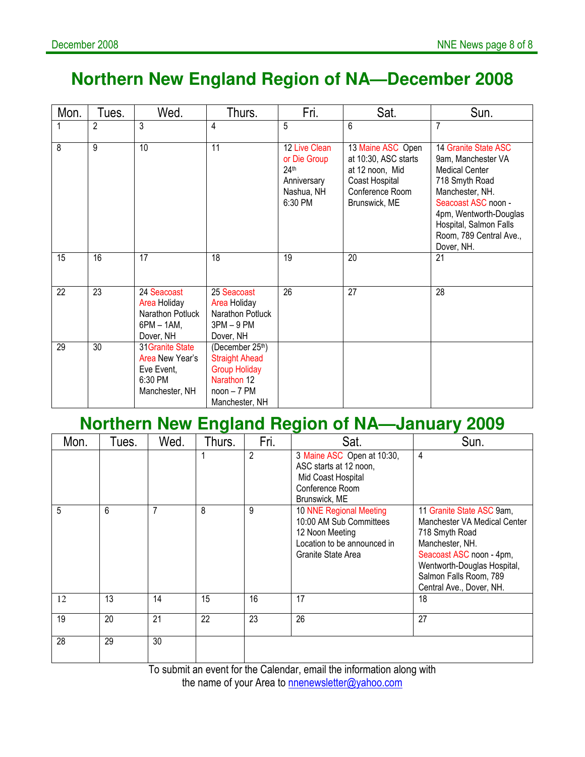# Northern New England Region of NA—December 2008

| Mon. | Tues. | Wed. | Thurs. | Fri. | Sat. | Sun. |
|---|---|---|---|---|---|---|
| 1 | 2 | 3 | 4 | 5 | 6 | 7 |
| 8 | 9 | 10 | 11 | 12 Live Clean or Die Group 24th Anniversary Nashua, NH 6:30 PM | 13 Maine ASC Open at 10:30, ASC starts at 12 noon, Mid Coast Hospital Conference Room Brunswick, ME | 14 Granite State ASC 9am, Manchester VA Medical Center 718 Smyth Road Manchester, NH. Seacoast ASC noon - 4pm, Wentworth-Douglas Hospital, Salmon Falls Room, 789 Central Ave., Dover, NH. |
| 15 | 16 | 17 | 18 | 19 | 20 | 21 |
| 22 | 23 | 24 Seacoast Area Holiday Narathon Potluck 6PM – 1AM, Dover, NH | 25 Seacoast Area Holiday Narathon Potluck 3PM – 9 PM Dover, NH | 26 | 27 | 28 |
| 29 | 30 | 31Granite State Area New Year's Eve Event, 6:30 PM Manchester, NH | (December 25th) Straight Ahead Group Holiday Narathon 12 noon – 7 PM Manchester, NH | | | |

# Northern New England Region of NA—January 2009

| Mon. | Tues. | Wed. | Thurs. | Fri. | Sat. | Sun. |
|---|---|---|---|---|---|---|
| | | | 1 | 2 | 3 Maine ASC Open at 10:30, ASC starts at 12 noon, Mid Coast Hospital Conference Room Brunswick, ME | 4 |
| 5 | 6 | 7 | 8 | 9 | 10 NNE Regional Meeting 10:00 AM Sub Committees 12 Noon Meeting Location to be announced in Granite State Area | 11 Granite State ASC 9am, Manchester VA Medical Center 718 Smyth Road Manchester, NH. Seacoast ASC noon - 4pm, Wentworth-Douglas Hospital, Salmon Falls Room, 789 Central Ave., Dover, NH. |
| 12 | 13 | 14 | 15 | 16 | 17 | 18 |
| 19 | 20 | 21 | 22 | 23 | 26 | 27 |
| 28 | 29 | 30 | | | | |

To submit an event for the Calendar, email the information along with the name of your Area to nnenewsletter@yahoo.com